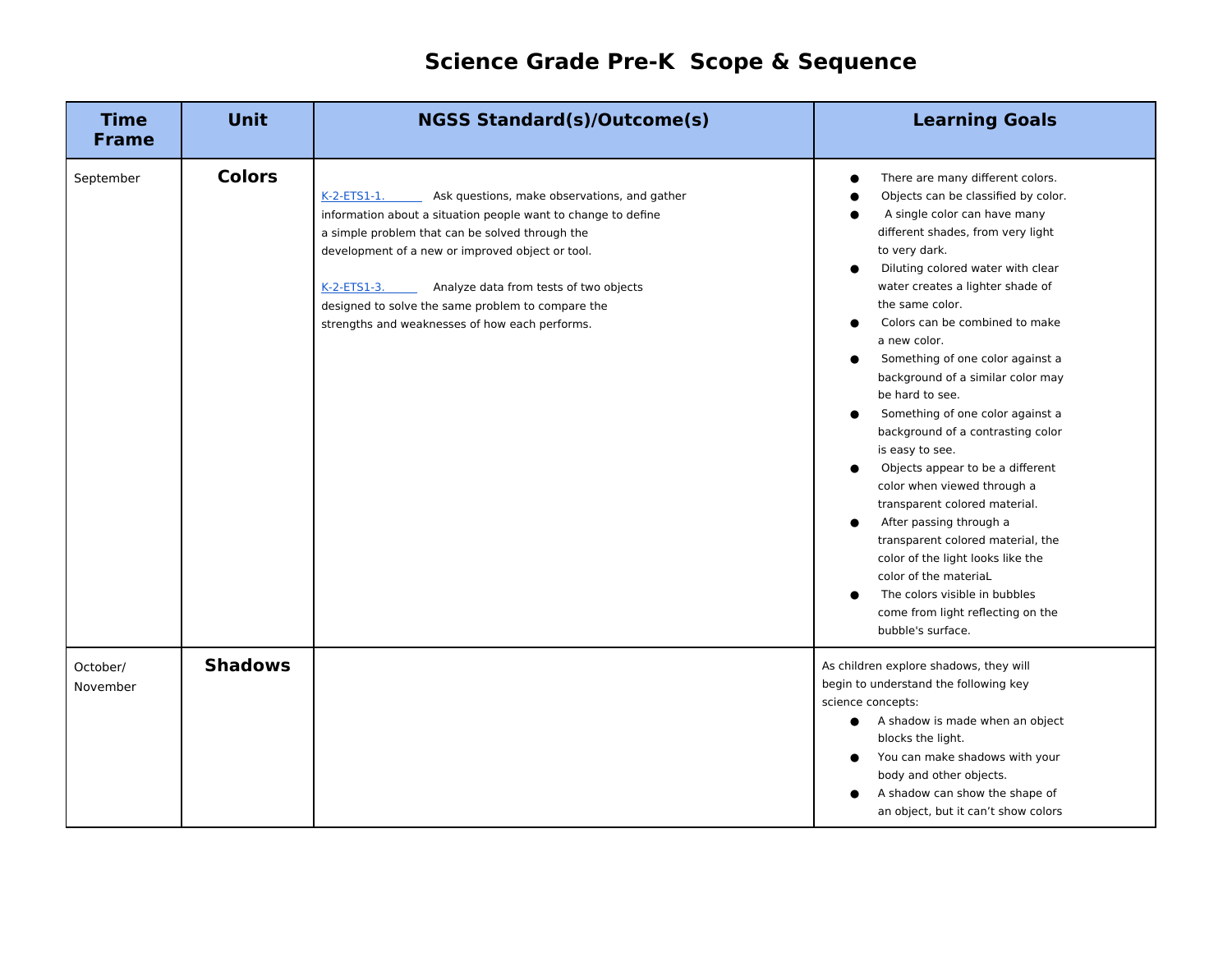# Science Grade Pre-K Scope & Sequence

| Time Frame | Unit | NGSS Standard(s)/Outcome(s) | Learning Goals |
| --- | --- | --- | --- |
| September | **Colors** | K-2-ETS1-1. Ask questions, make observations, and gather information about a situation people want to change to define a simple problem that can be solved through the development of a new or improved object or tool.<br><br>K-2-ETS1-3. Analyze data from tests of two objects designed to solve the same problem to compare the strengths and weaknesses of how each performs. | ● There are many different colors.<br>● Objects can be classified by color.<br>● A single color can have many different shades, from very light to very dark.<br>● Diluting colored water with clear water creates a lighter shade of the same color.<br>● Colors can be combined to make a new color.<br>● Something of one color against a background of a similar color may be hard to see.<br>● Something of one color against a background of a contrasting color is easy to see.<br>● Objects appear to be a different color when viewed through a transparent colored material.<br>● After passing through a transparent colored material, the color of the light looks like the color of the materiaL<br>● The colors visible in bubbles come from light reflecting on the bubble's surface. |
| October/ November | **Shadows** | | As children explore shadows, they will begin to understand the following key science concepts:<br>● A shadow is made when an object blocks the light.<br>● You can make shadows with your body and other objects.<br>● A shadow can show the shape of an object, but it can't show colors |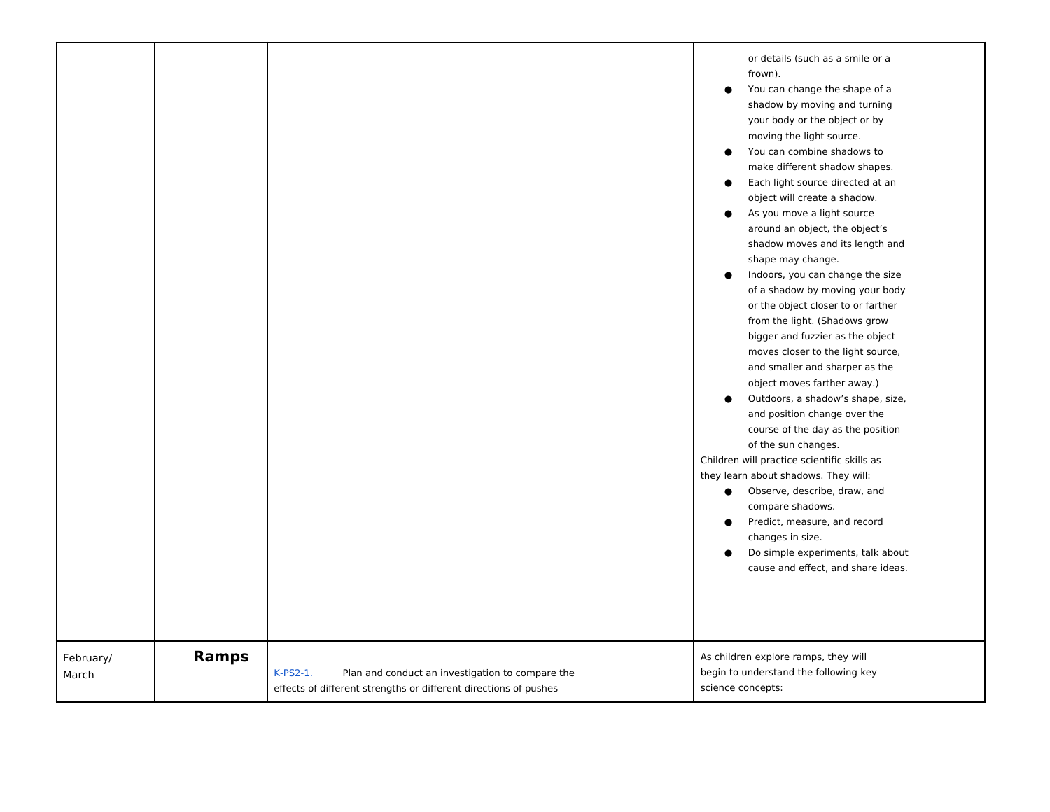| | | | |
|---|---|---|---|
| | | | or details (such as a smile or a frown).<br>● You can change the shape of a shadow by moving and turning your body or the object or by moving the light source.<br>● You can combine shadows to make different shadow shapes.<br>● Each light source directed at an object will create a shadow.<br>● As you move a light source around an object, the object's shadow moves and its length and shape may change.<br>● Indoors, you can change the size of a shadow by moving your body or the object closer to or farther from the light. (Shadows grow bigger and fuzzier as the object moves closer to the light source, and smaller and sharper as the object moves farther away.)<br>● Outdoors, a shadow's shape, size, and position change over the course of the day as the position of the sun changes.<br>Children will practice scientific skills as they learn about shadows. They will:<br>● Observe, describe, draw, and compare shadows.<br>● Predict, measure, and record changes in size.<br>● Do simple experiments, talk about cause and effect, and share ideas. |
| February/ March | **Ramps** | K-PS2-1. Plan and conduct an investigation to compare the effects of different strengths or different directions of pushes | As children explore ramps, they will begin to understand the following key science concepts: |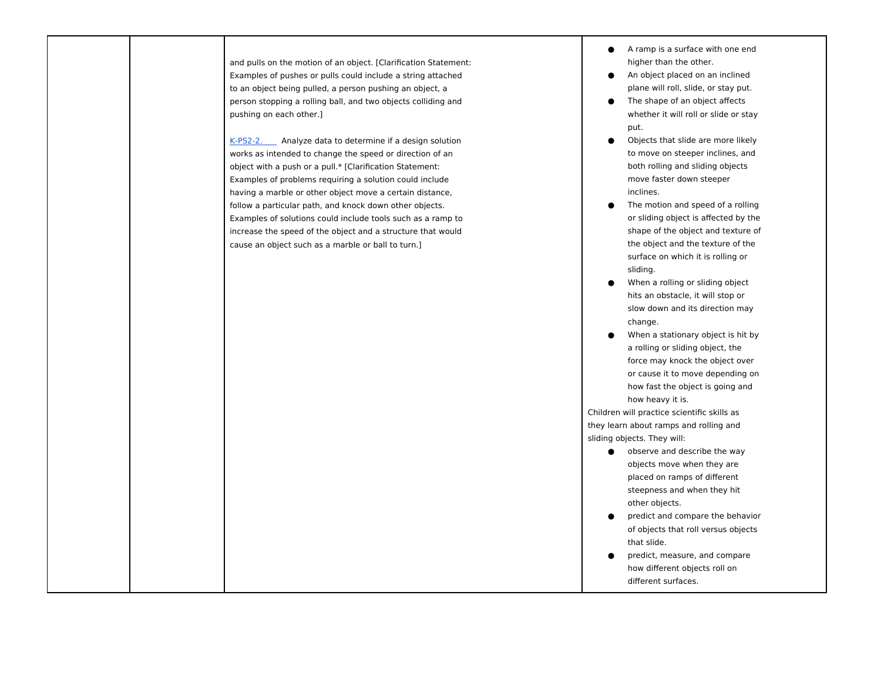|  |  |  |  |
| --- | --- | --- | --- |
|  |  | and pulls on the motion of an object. [Clarification Statement: Examples of pushes or pulls could include a string attached to an object being pulled, a person pushing an object, a person stopping a rolling ball, and two objects colliding and pushing on each other.]<br><br>K-PS2-2. Analyze data to determine if a design solution works as intended to change the speed or direction of an object with a push or a pull.* [Clarification Statement: Examples of problems requiring a solution could include having a marble or other object move a certain distance, follow a particular path, and knock down other objects. Examples of solutions could include tools such as a ramp to increase the speed of the object and a structure that would cause an object such as a marble or ball to turn.] | ● A ramp is a surface with one end higher than the other.<br>● An object placed on an inclined plane will roll, slide, or stay put.<br>● The shape of an object affects whether it will roll or slide or stay put.<br>● Objects that slide are more likely to move on steeper inclines, and both rolling and sliding objects move faster down steeper inclines.<br>● The motion and speed of a rolling or sliding object is affected by the shape of the object and texture of the object and the texture of the surface on which it is rolling or sliding.<br>● When a rolling or sliding object hits an obstacle, it will stop or slow down and its direction may change.<br>● When a stationary object is hit by a rolling or sliding object, the force may knock the object over or cause it to move depending on how fast the object is going and how heavy it is.<br>Children will practice scientific skills as they learn about ramps and rolling and sliding objects. They will:<br>● observe and describe the way objects move when they are placed on ramps of different steepness and when they hit other objects.<br>● predict and compare the behavior of objects that roll versus objects that slide.<br>● predict, measure, and compare how different objects roll on different surfaces. |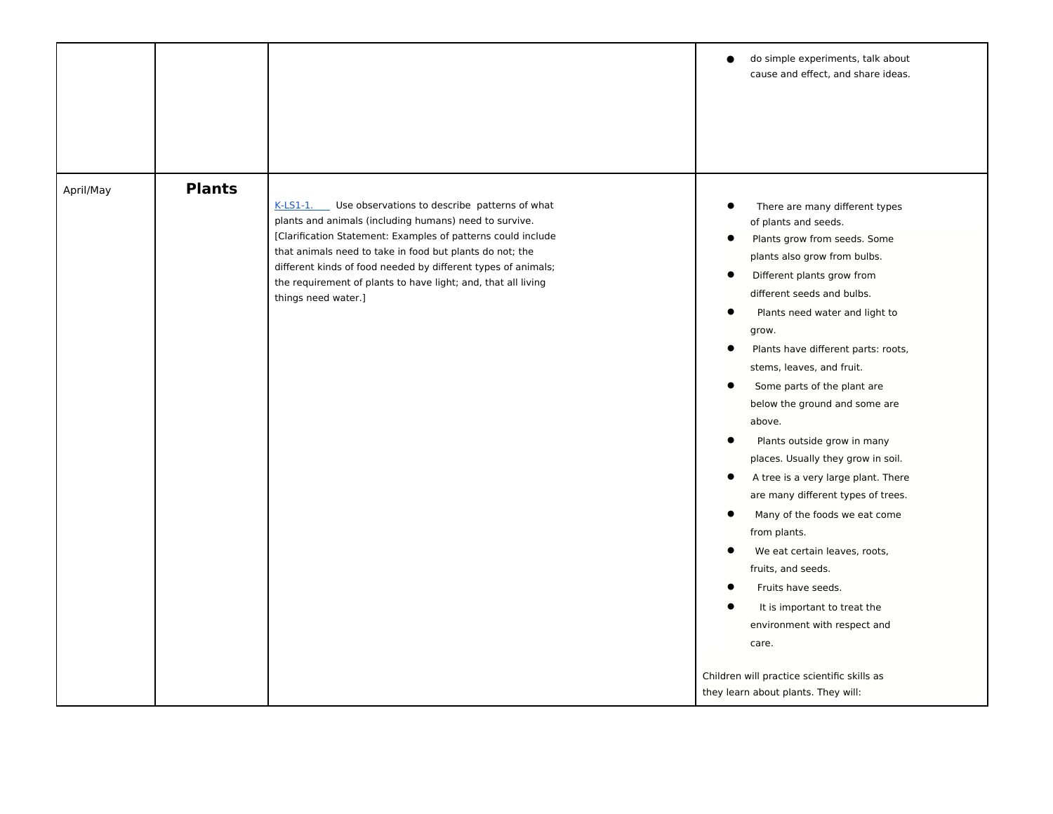| | | | |
|---|---|---|---|
| | | | • do simple experiments, talk about cause and effect, and share ideas. |
| April/May | **Plants** | K-LS1-1. Use observations to describe patterns of what plants and animals (including humans) need to survive. [Clarification Statement: Examples of patterns could include that animals need to take in food but plants do not; the different kinds of food needed by different types of animals; the requirement of plants to have light; and, that all living things need water.] | • There are many different types of plants and seeds.<br>• Plants grow from seeds. Some plants also grow from bulbs.<br>• Different plants grow from different seeds and bulbs.<br>• Plants need water and light to grow.<br>• Plants have different parts: roots, stems, leaves, and fruit.<br>• Some parts of the plant are below the ground and some are above.<br>• Plants outside grow in many places. Usually they grow in soil.<br>• A tree is a very large plant. There are many different types of trees.<br>• Many of the foods we eat come from plants.<br>• We eat certain leaves, roots, fruits, and seeds.<br>• Fruits have seeds.<br>• It is important to treat the environment with respect and care.<br><br>Children will practice scientific skills as they learn about plants. They will: |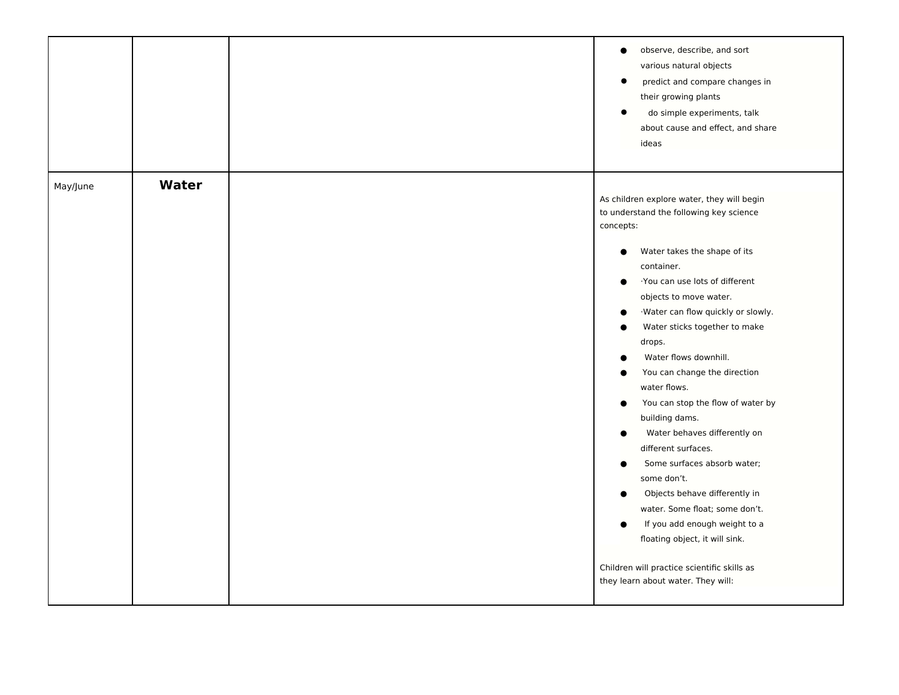| | | | |
|---|---|---|---|
| | | | <ul><li>observe, describe, and sort various natural objects</li><li>predict and compare changes in their growing plants</li><li>do simple experiments, talk about cause and effect, and share ideas</li></ul> |
| May/June | **Water** | | As children explore water, they will begin to understand the following key science concepts:<ul><li>Water takes the shape of its container.</li><li>·You can use lots of different objects to move water.</li><li>·Water can flow quickly or slowly.</li><li>Water sticks together to make drops.</li><li>Water flows downhill.</li><li>You can change the direction water flows.</li><li>You can stop the flow of water by building dams.</li><li>Water behaves differently on different surfaces.</li><li>Some surfaces absorb water; some don't.</li><li>Objects behave differently in water. Some float; some don't.</li><li>If you add enough weight to a floating object, it will sink.</li></ul>Children will practice scientific skills as they learn about water. They will: |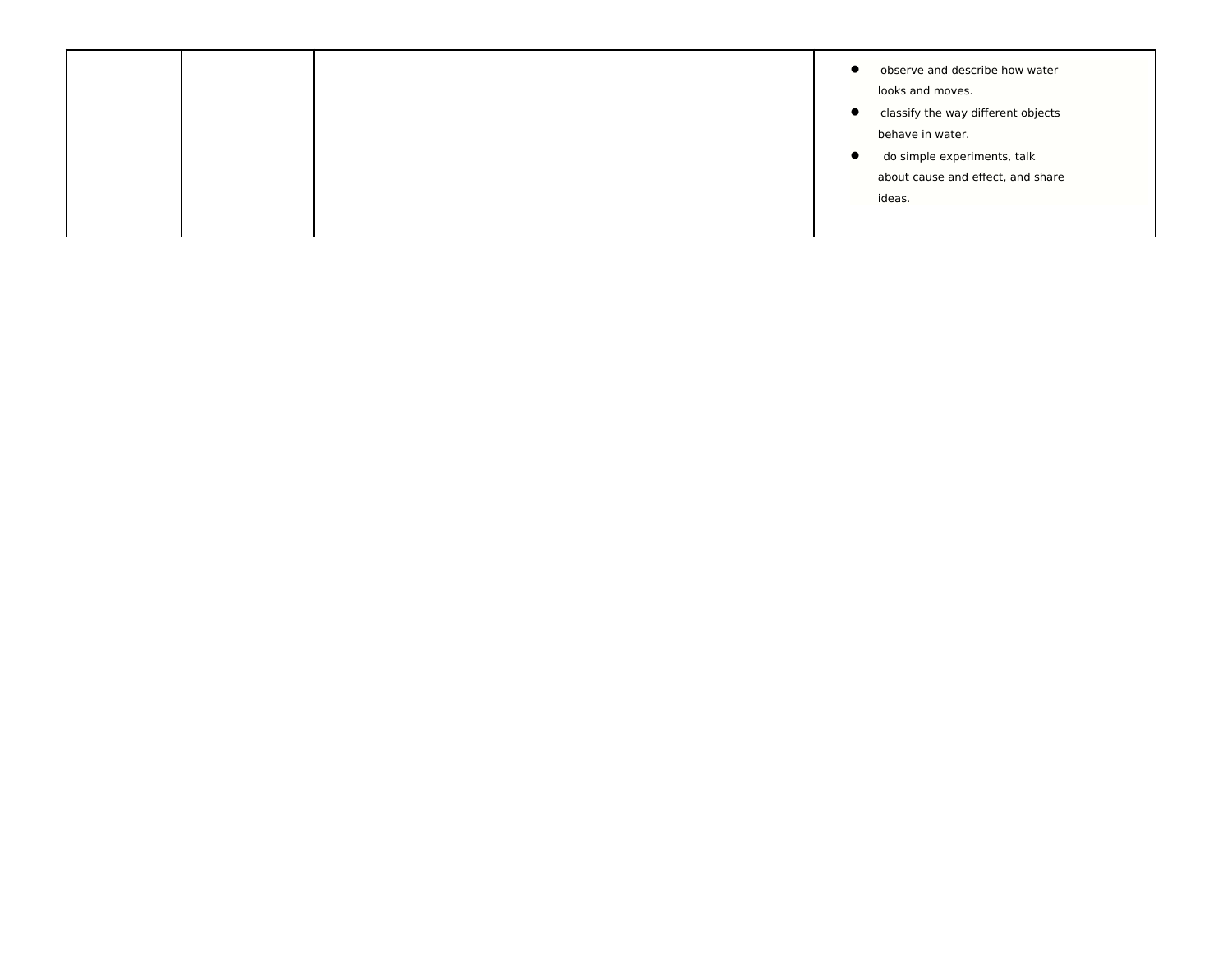| | | | |
|---|---|---|---|
| | | | • observe and describe how water looks and moves.<br>• classify the way different objects behave in water.<br>• do simple experiments, talk about cause and effect, and share ideas. |